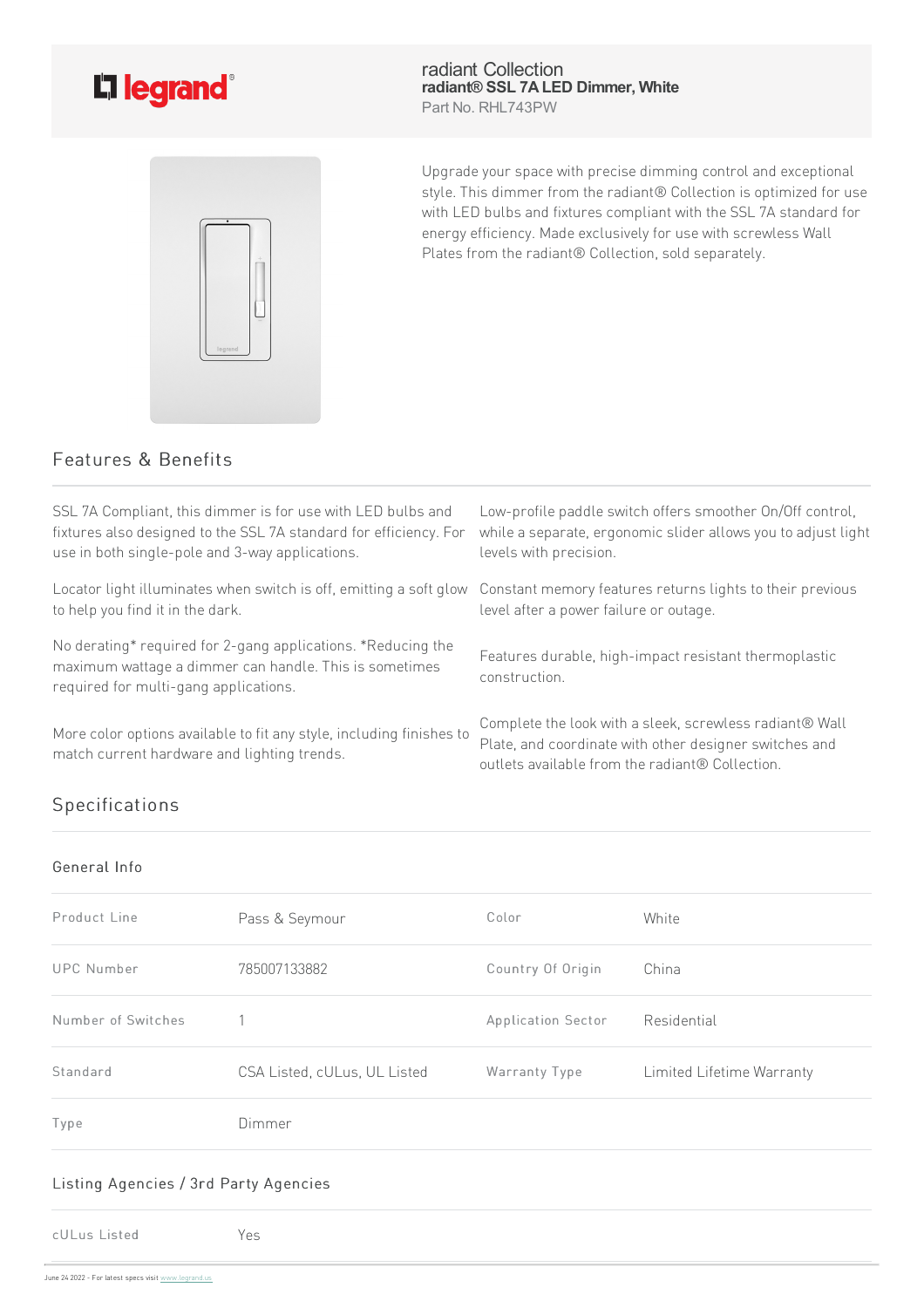legrand®

# radiant Collection

**radiant® SSL 7A LED Dimmer, White**

Part No. RHL743PW

Upgrade your space with precise dimming control and exceptional style. This dimmer from the radiant® Collection is optimized for use with LED bulbs and fixtures compliant with the SSL 7A standard for energy efficiency. Made exclusively for use with screwless Wall Plates from the radiant® Collection, sold separately.

## Features & Benefits

SSL 7A Compliant, this dimmer is for use with LED bulbs and fixtures also designed to the SSL 7A standard for efficiency. For use in both single-pole and 3-way applications.

Low-profile paddle switch offers smoother On/Off control, while a separate, ergonomic slider allows you to adjust light levels with precision.

Locator light illuminates when switch is off, emitting a soft glow to help you find it in the dark.

Constant memory features returns lights to their previous level after a power failure or outage.

No derating* required for 2-gang applications. *Reducing the maximum wattage a dimmer can handle. This is sometimes required for multi-gang applications.

Features durable, high-impact resistant thermoplastic construction.

More color options available to fit any style, including finishes to match current hardware and lighting trends.

Complete the look with a sleek, screwless radiant® Wall Plate, and coordinate with other designer switches and outlets available from the radiant® Collection.

## Specifications

### General Info

| | | | |
|---|---|---|---|
| Product Line | Pass & Seymour | Color | White |
| UPC Number | 785007133882 | Country Of Origin | China |
| Number of Switches | 1 | Application Sector | Residential |
| Standard | CSA Listed, cULus, UL Listed | Warranty Type | Limited Lifetime Warranty |
| Type | Dimmer | | |

### Listing Agencies / 3rd Party Agencies

| | |
|---|---|
| cULus Listed | Yes |

June 24 2022 - For latest specs visit www.legrand.us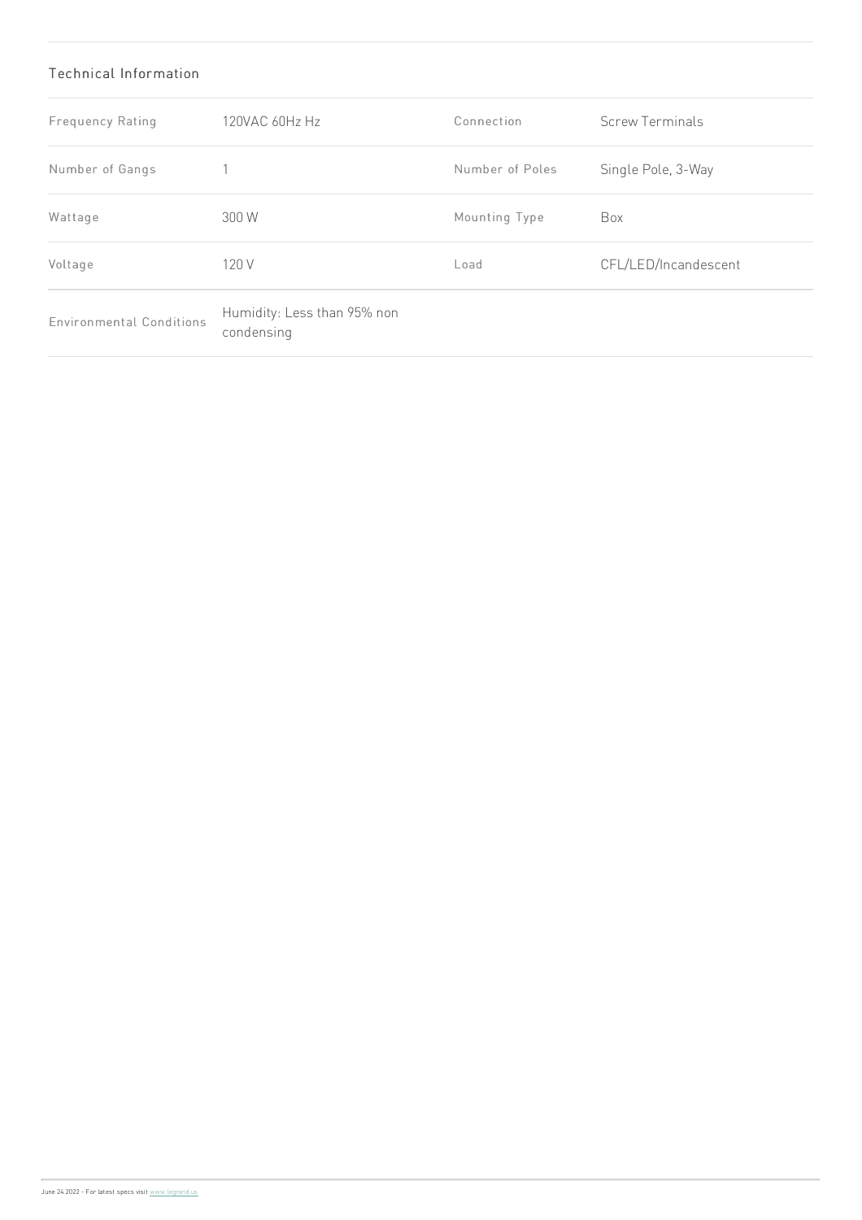## Technical Information

| | | | |
|---|---|---|---|
| Frequency Rating | 120VAC 60Hz Hz | Connection | Screw Terminals |
| Number of Gangs | 1 | Number of Poles | Single Pole, 3-Way |
| Wattage | 300 W | Mounting Type | Box |
| Voltage | 120 V | Load | CFL/LED/Incandescent |
| Environmental Conditions | Humidity: Less than 95% non condensing | | |

June 24 2022 - For latest specs visit www.legrand.us